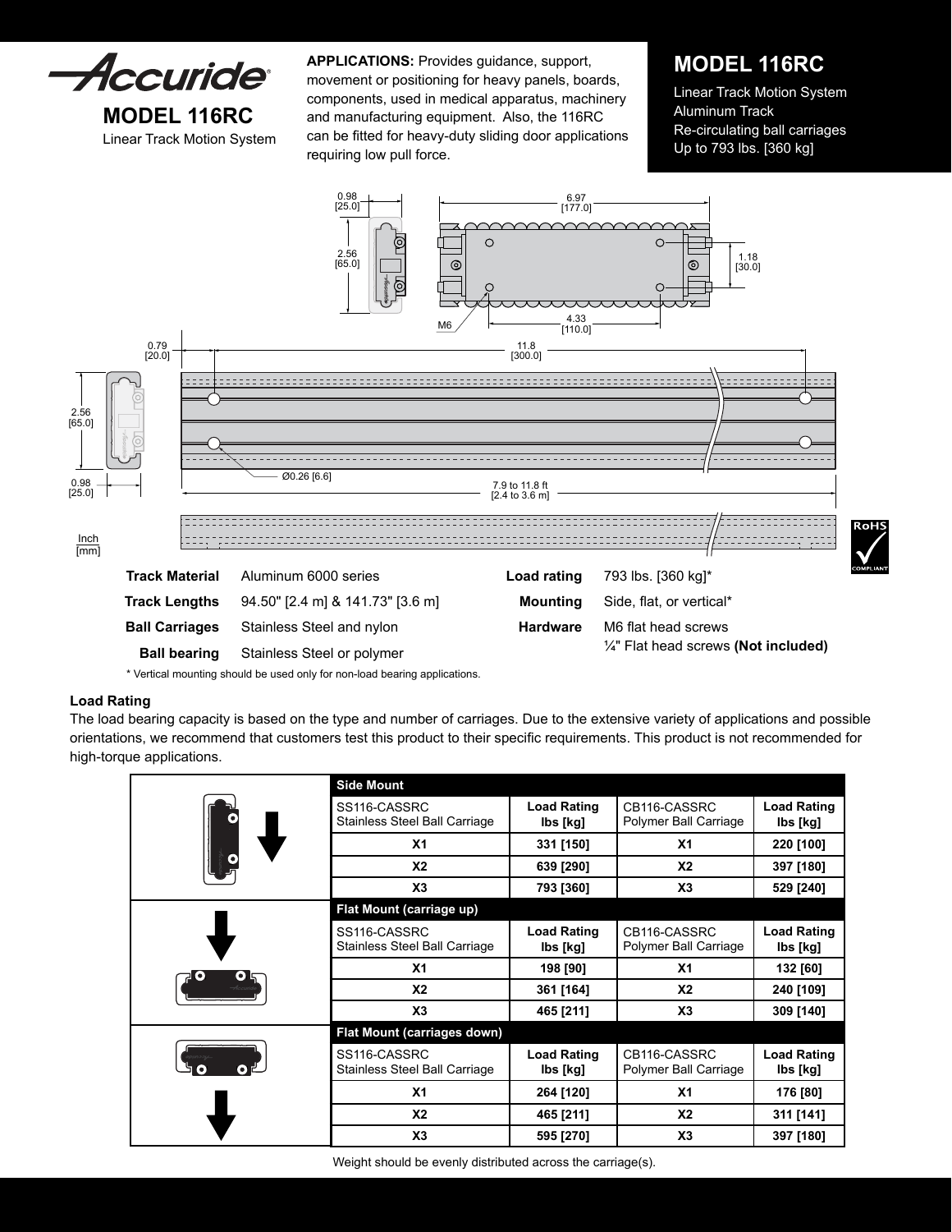# Accuride

## MODEL 116RC

Linear Track Motion System

**APPLICATIONS:** Provides guidance, support, movement or positioning for heavy panels, boards, components, used in medical apparatus, machinery and manufacturing equipment. Also, the 116RC can be fitted for heavy-duty sliding door applications requiring low pull force.

## MODEL 116RC

Linear Track Motion System
Aluminum Track
Re-circulating ball carriages
Up to 793 lbs. [360 kg]

0.98 [25.0]
2.56 [65.0]
6.97 [177.0]
1.18 [30.0]
M6
4.33 [110.0]
0.79 [20.0]
11.8 [300.0]
2.56 [65.0]
0.98 [25.0]
Ø0.26 [6.6]
7.9 to 11.8 ft [2.4 to 3.6 m]
Inch [mm]

| | | | |
|---|---|---|---|
| **Track Material** | Aluminum 6000 series | **Load rating** | 793 lbs. [360 kg]* |
| **Track Lengths** | 94.50" [2.4 m] & 141.73" [3.6 m] | **Mounting** | Side, flat, or vertical* |
| **Ball Carriages** | Stainless Steel and nylon | **Hardware** | M6 flat head screws<br>¼" Flat head screws **(Not included)** |
| **Ball bearing** | Stainless Steel or polymer | | |

\* Vertical mounting should be used only for non-load bearing applications.

**Load Rating**

The load bearing capacity is based on the type and number of carriages. Due to the extensive variety of applications and possible orientations, we recommend that customers test this product to their specific requirements. This product is not recommended for high-torque applications.

| | SS116-CASSRC Stainless Steel Ball Carriage | Load Rating lbs [kg] | CB116-CASSRC Polymer Ball Carriage | Load Rating lbs [kg] |
|---|---|---|---|---|
| **Side Mount** | | | | |
| | X1 | 331 [150] | X1 | 220 [100] |
| | X2 | 639 [290] | X2 | 397 [180] |
| | X3 | 793 [360] | X3 | 529 [240] |
| **Flat Mount (carriage up)** | | | | |
| | X1 | 198 [90] | X1 | 132 [60] |
| | X2 | 361 [164] | X2 | 240 [109] |
| | X3 | 465 [211] | X3 | 309 [140] |
| **Flat Mount (carriages down)** | | | | |
| | X1 | 264 [120] | X1 | 176 [80] |
| | X2 | 465 [211] | X2 | 311 [141] |
| | X3 | 595 [270] | X3 | 397 [180] |

Weight should be evenly distributed across the carriage(s).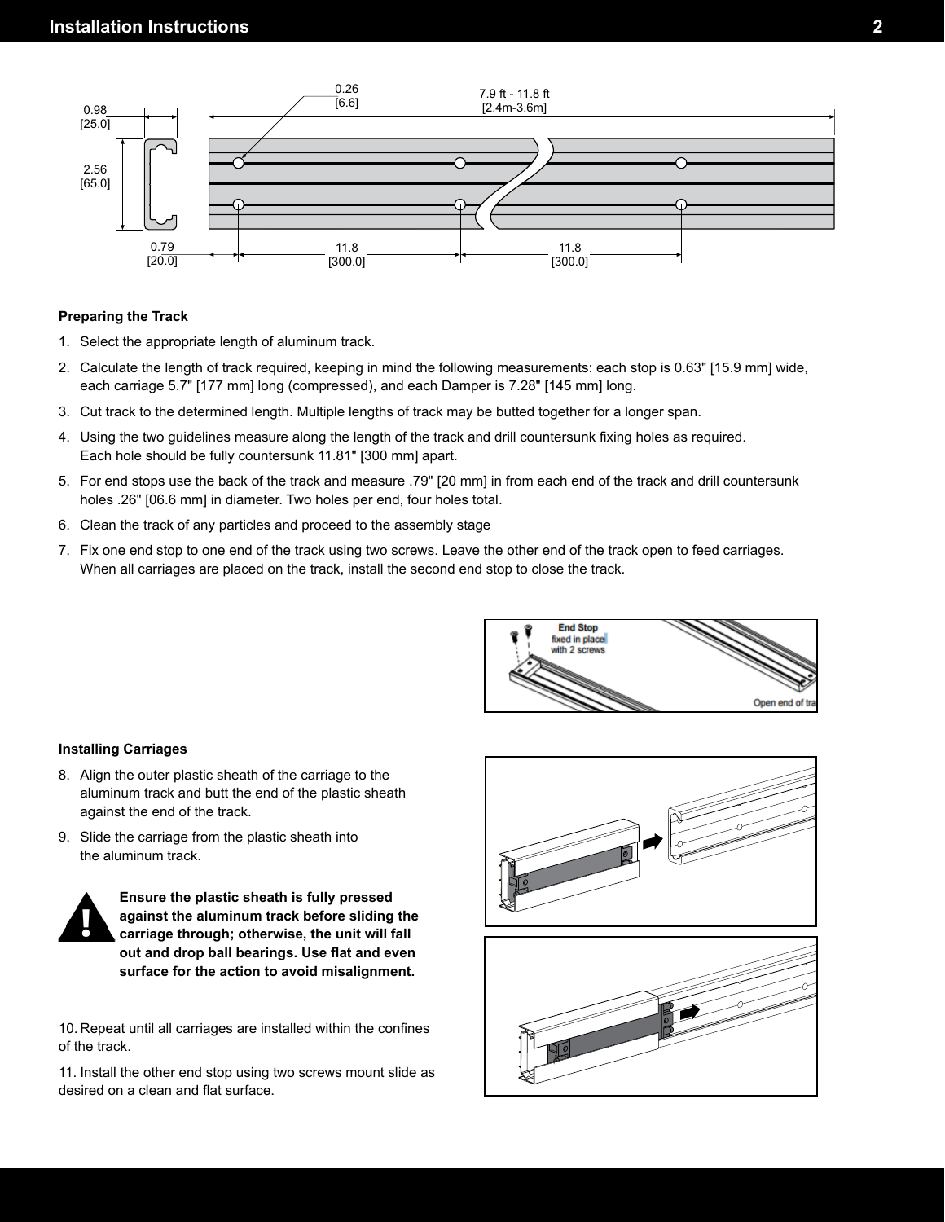### Preparing the Track

1. Select the appropriate length of aluminum track.
2. Calculate the length of track required, keeping in mind the following measurements: each stop is 0.63" [15.9 mm] wide, each carriage 5.7" [177 mm] long (compressed), and each Damper is 7.28" [145 mm] long.
3. Cut track to the determined length. Multiple lengths of track may be butted together for a longer span.
4. Using the two guidelines measure along the length of the track and drill countersunk fixing holes as required. Each hole should be fully countersunk 11.81" [300 mm] apart.
5. For end stops use the back of the track and measure .79" [20 mm] in from each end of the track and drill countersunk holes .26" [06.6 mm] in diameter. Two holes per end, four holes total.
6. Clean the track of any particles and proceed to the assembly stage
7. Fix one end stop to one end of the track using two screws. Leave the other end of the track open to feed carriages. When all carriages are placed on the track, install the second end stop to close the track.

### Installing Carriages

8. Align the outer plastic sheath of the carriage to the aluminum track and butt the end of the plastic sheath against the end of the track.
9. Slide the carriage from the plastic sheath into the aluminum track.

**Ensure the plastic sheath is fully pressed against the aluminum track before sliding the carriage through; otherwise, the unit will fall out and drop ball bearings. Use flat and even surface for the action to avoid misalignment.**

10. Repeat until all carriages are installed within the confines of the track.
11. Install the other end stop using two screws mount slide as desired on a clean and flat surface.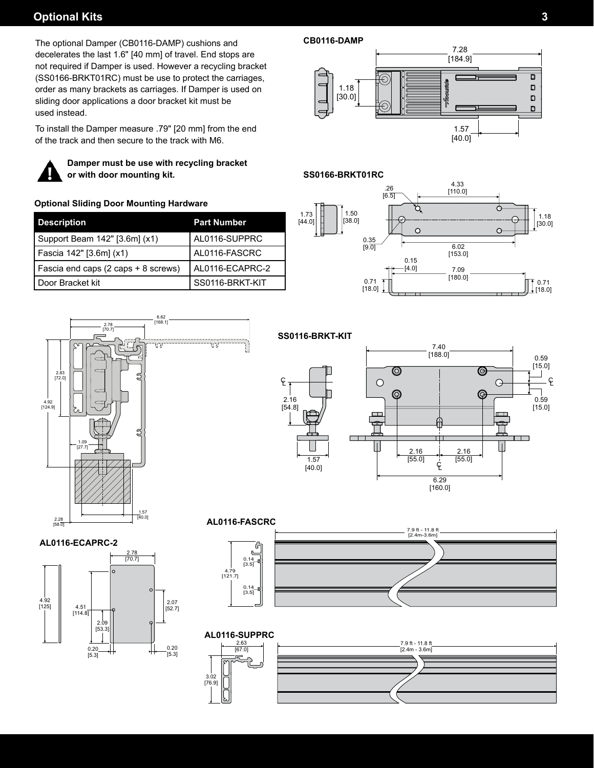## Optional Kits

The optional Damper (CB0116-DAMP) cushions and decelerates the last 1.6" [40 mm] of travel. End stops are not required if Damper is used. However a recycling bracket (SS0166-BRKT01RC) must be use to protect the carriages, order as many brackets as carriages. If Damper is used on sliding door applications a door bracket kit must be used instead.

To install the Damper measure .79" [20 mm] from the end of the track and then secure to the track with M6.

**Damper must be use with recycling bracket or with door mounting kit.**

**Optional Sliding Door Mounting Hardware**

| Description | Part Number |
|---|---|
| Support Beam 142" [3.6m] (x1) | AL0116-SUPPRC |
| Fascia 142" [3.6m] (x1) | AL0116-FASCRC |
| Fascia end caps (2 caps + 8 screws) | AL0116-ECAPRC-2 |
| Door Bracket kit | SS0116-BRKT-KIT |

**CB0116-DAMP**

7.28 [184.9]
1.18 [30.0]
1.57 [40.0]

**SS0166-BRKT01RC**

.26 [6.5]
4.33 [110.0]
1.73 [44.0]
1.50 [38.0]
1.18 [30.0]
0.35 [9.0]
6.02 [153.0]
0.15 [4.0]
7.09 [180.0]
0.71 [18.0]
0.71 [18.0]

6.62 [168.1]
2.78 [70.7]
2.83 [72.0]
4.92 [124.9]
1.09 [27.7]
1.57 [40.0]
2.28 [58.0]

**SS0116-BRKT-KIT**

7.40 [188.0]
0.59 [15.0]
0.59 [15.0]
2.16 [54.8]
1.57 [40.0]
2.16 [55.0]
2.16 [55.0]
6.29 [160.0]

**AL0116-ECAPRC-2**

2.78 [70.7]
4.92 [125]
4.51 [114.8]
2.09 [53.3]
2.07 [52.7]
0.20 [5.3]
0.20 [5.3]

**AL0116-FASCRC**

7.9 ft - 11.8 ft [2.4m-3.6m]
0.14 [3.5]
4.79 [121.7]
0.14 [3.5]

**AL0116-SUPPRC**

2.63 [67.0]
7.9 ft - 11.8 ft [2.4m - 3.6m]
3.02 [76.9]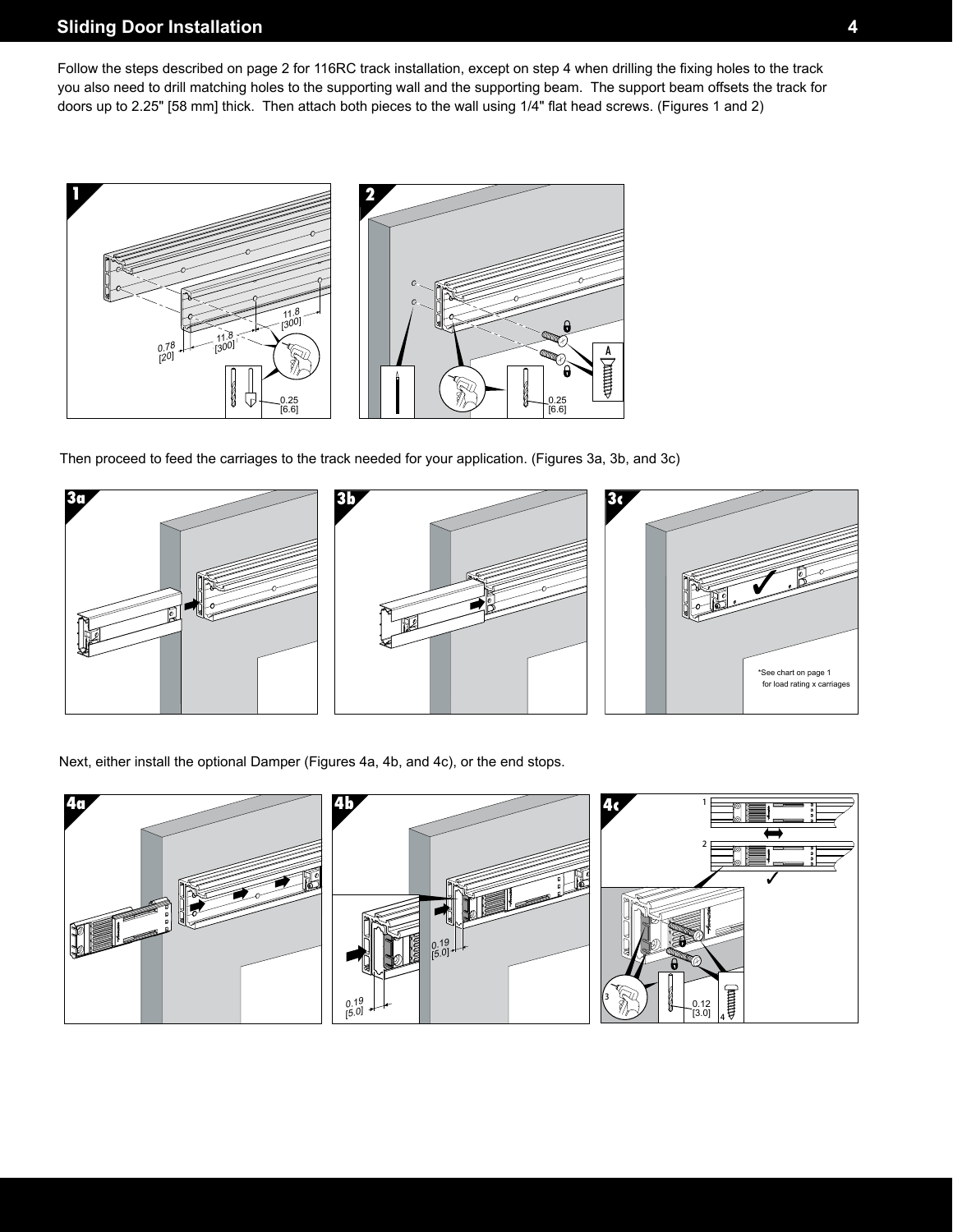# Sliding Door Installation

Follow the steps described on page 2 for 116RC track installation, except on step 4 when drilling the fixing holes to the track you also need to drill matching holes to the supporting wall and the supporting beam. The support beam offsets the track for doors up to 2.25" [58 mm] thick. Then attach both pieces to the wall using 1/4" flat head screws. (Figures 1 and 2)

1

0.78 [20] 11.8 [300] 11.8 [300] 0.25 [6.6]

2

A 0.25 [6.6]

Then proceed to feed the carriages to the track needed for your application. (Figures 3a, 3b, and 3c)

3a

3b

3c

*See chart on page 1 for load rating x carriages

Next, either install the optional Damper (Figures 4a, 4b, and 4c), or the end stops.

4a

4b

0.19 [5.0] 0.19 [5.0]

4c

1 2 3 0.12 [3.0] 4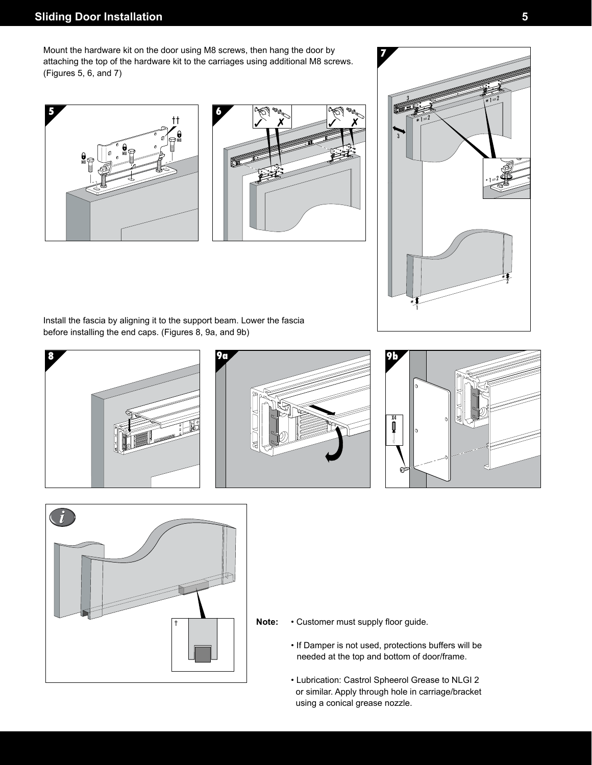Mount the hardware kit on the door using M8 screws, then hang the door by attaching the top of the hardware kit to the carriages using additional M8 screws. (Figures 5, 6, and 7)

Install the fascia by aligning it to the support beam. Lower the fascia before installing the end caps. (Figures 8, 9a, and 9b)

**Note:**

- Customer must supply floor guide.
- If Damper is not used, protections buffers will be needed at the top and bottom of door/frame.
- Lubrication: Castrol Spheerol Grease to NLGI 2 or similar. Apply through hole in carriage/bracket using a conical grease nozzle.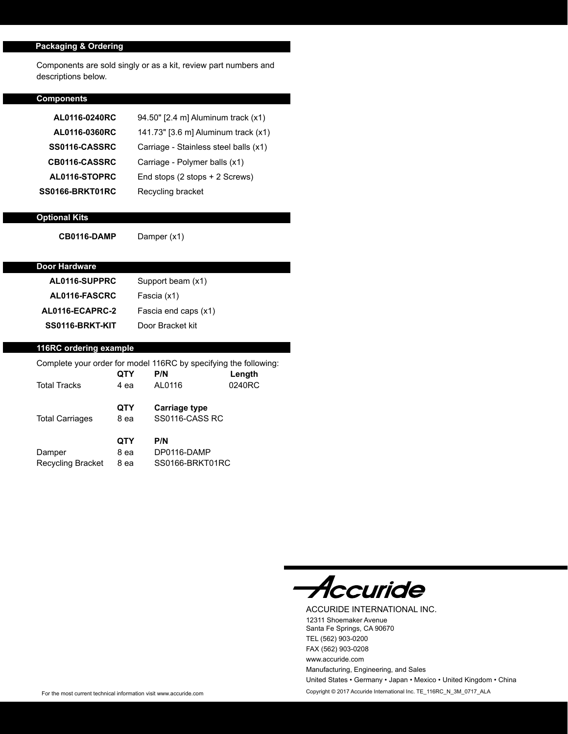## Packaging & Ordering

Components are sold singly or as a kit, review part numbers and descriptions below.

## Components

| | |
|---|---|
| **AL0116-0240RC** | 94.50" [2.4 m] Aluminum track (x1) |
| **AL0116-0360RC** | 141.73" [3.6 m] Aluminum track (x1) |
| **SS0116-CASSRC** | Carriage - Stainless steel balls (x1) |
| **CB0116-CASSRC** | Carriage - Polymer balls (x1) |
| **AL0116-STOPRC** | End stops (2 stops + 2 Screws) |
| **SS0166-BRKT01RC** | Recycling bracket |

## Optional Kits

| | |
|---|---|
| **CB0116-DAMP** | Damper (x1) |

## Door Hardware

| | |
|---|---|
| **AL0116-SUPPRC** | Support beam (x1) |
| **AL0116-FASCRC** | Fascia (x1) |
| **AL0116-ECAPRC-2** | Fascia end caps (x1) |
| **SS0116-BRKT-KIT** | Door Bracket kit |

## 116RC ordering example

Complete your order for model 116RC by specifying the following:

| | **QTY** | **P/N** | **Length** |
|---|---|---|---|
| Total Tracks | 4 ea | AL0116 | 0240RC |

| | **QTY** | **Carriage type** |
|---|---|---|
| Total Carriages | 8 ea | SS0116-CASS RC |

| | **QTY** | **P/N** |
|---|---|---|
| Damper | 8 ea | DP0116-DAMP |
| Recycling Bracket | 8 ea | SS0166-BRKT01RC |

Accuride

ACCURIDE INTERNATIONAL INC.

12311 Shoemaker Avenue
Santa Fe Springs, CA 90670

TEL (562) 903-0200

FAX (562) 903-0208

www.accuride.com

Manufacturing, Engineering, and Sales

United States • Germany • Japan • Mexico • United Kingdom • China

Copyright © 2017 Accuride International Inc. TE_116RC_N_3M_0717_ALA

For the most current technical information visit www.accuride.com